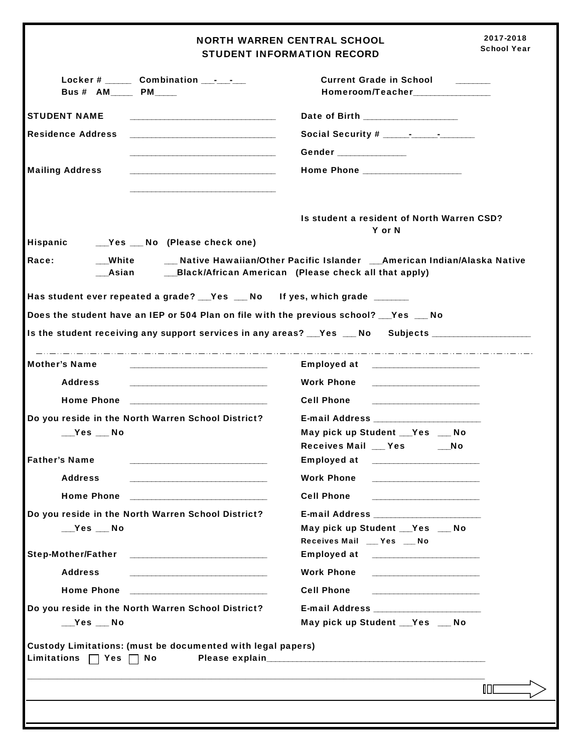# NORTH WARREN CENTRAL SCHOOL
## STUDENT INFORMATION RECORD

2017-2018 School Year

Locker # _____ Combination __-__-__

Bus # AM____ PM____

Current Grade in School _______

Homeroom/Teacher_______________

**STUDENT NAME** ______________________________

**Residence Address** ______________________________

______________________________

**Mailing Address** ______________________________

______________________________

Date of Birth ___________________

Social Security # _____-_____-_______

Gender _____________

Home Phone ___________________

Is student a resident of North Warren CSD? Y or N

**Hispanic** __Yes __ No (Please check one)

**Race:** __White __ Native Hawaiian/Other Pacific Islander __American Indian/Alaska Native __Asian __Black/African American (Please check all that apply)

Has student ever repeated a grade? __Yes __ No If yes, which grade ______

Does the student have an IEP or 504 Plan on file with the previous school? __Yes __ No

Is the student receiving any support services in any areas? __Yes __ No Subjects ___________________

---

**Mother's Name** ____________________________

Address ____________________________

Home Phone ____________________________

Do you reside in the North Warren School District?

__Yes __ No

Employed at _____________________

Work Phone _____________________

Cell Phone _____________________

E-mail Address _____________________

May pick up Student __Yes __ No

Receives Mail __ Yes __No

**Father's Name** ____________________________

Address ____________________________

Home Phone ____________________________

Do you reside in the North Warren School District?

__Yes __ No

Employed at _____________________

Work Phone _____________________

Cell Phone _____________________

E-mail Address _____________________

May pick up Student __Yes __ No

Receives Mail __ Yes __ No

**Step-Mother/Father** ____________________________

Address ____________________________

Home Phone ____________________________

Do you reside in the North Warren School District?

__Yes __ No

Employed at _____________________

Work Phone _____________________

Cell Phone _____________________

E-mail Address _____________________

May pick up Student __Yes __ No

Custody Limitations: (must be documented with legal papers)

Limitations ☐ Yes ☐ No Please explain_____________________________________________

_____________________________________________________________________________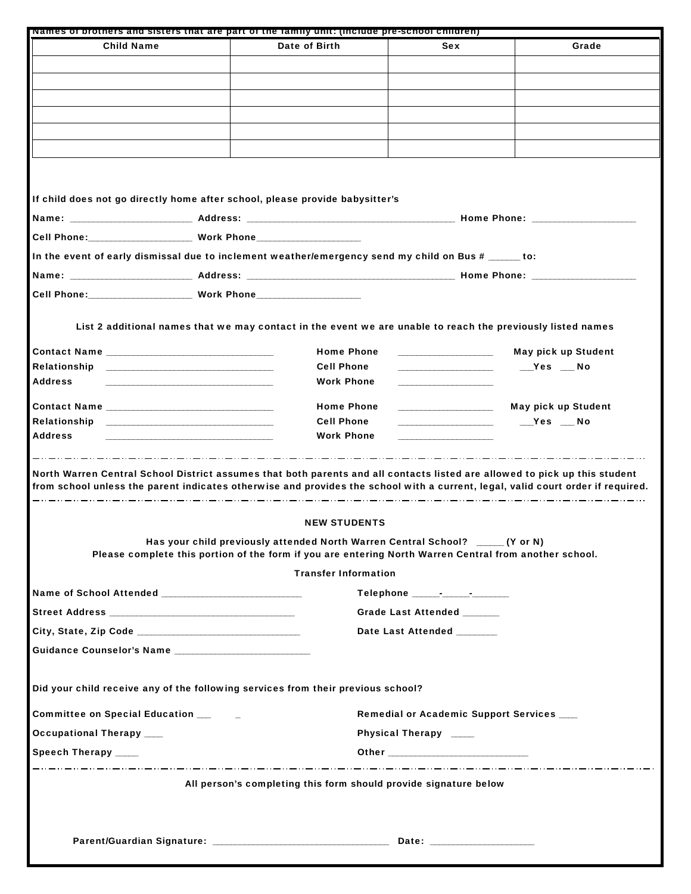Names of brothers and sisters that are part of the family unit: (include pre-school children)

| Child Name | Date of Birth | Sex | Grade |
|---|---|---|---|
| | | | |
| | | | |
| | | | |
| | | | |
| | | | |
| | | | |

If child does not go directly home after school, please provide babysitter's

Name: ______________________ Address: ______________________________________ Home Phone: ___________________

Cell Phone:___________________ Work Phone___________________

In the event of early dismissal due to inclement weather/emergency send my child on Bus # ______ to:

Name: ______________________ Address: ______________________________________ Home Phone: ___________________

Cell Phone:___________________ Work Phone___________________

List 2 additional names that we may contact in the event we are unable to reach the previously listed names

Contact Name _______________________________ Home Phone _________________ May pick up Student

Relationship _______________________________ Cell Phone _________________ __Yes __No

Address _______________________________ Work Phone _________________

Contact Name _______________________________ Home Phone _________________ May pick up Student

Relationship _______________________________ Cell Phone _________________ __Yes __No

Address _______________________________ Work Phone _________________

North Warren Central School District assumes that both parents and all contacts listed are allowed to pick up this student from school unless the parent indicates otherwise and provides the school with a current, legal, valid court order if required.

**NEW STUDENTS**

Has your child previously attended North Warren Central School? _____ (Y or N)

Please complete this portion of the form if you are entering North Warren Central from another school.

**Transfer Information**

Name of School Attended __________________________ Telephone _____-_____-_______

Street Address ___________________________________ Grade Last Attended ______

City, State, Zip Code ______________________________ Date Last Attended _______

Guidance Counselor's Name _________________________

Did your child receive any of the following services from their previous school?

Committee on Special Education ___ _ Remedial or Academic Support Services ___

Occupational Therapy ___ Physical Therapy ____

Speech Therapy ____ Other __________________________

All person's completing this form should provide signature below

Parent/Guardian Signature: ________________________________ Date: ___________________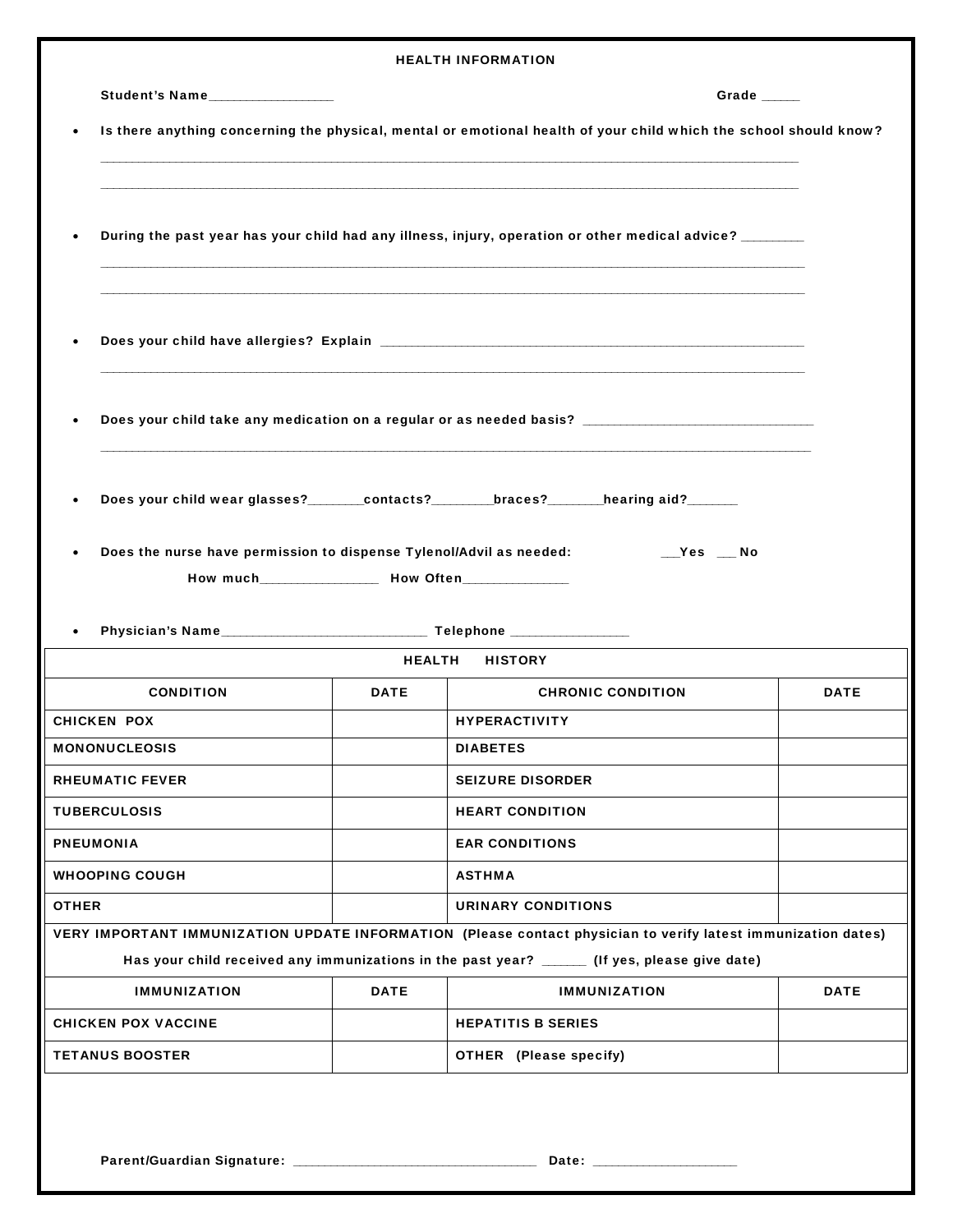# HEALTH INFORMATION

**Student's Name**_________________ **Grade** _____

- **Is there anything concerning the physical, mental or emotional health of your child which the school should know?**

  ___________________________________________________________________________________________

  ___________________________________________________________________________________________

- **During the past year has your child had any illness, injury, operation or other medical advice?** ________

  ___________________________________________________________________________________________

  ___________________________________________________________________________________________

- **Does your child have allergies? Explain** ___________________________________________________________

  ___________________________________________________________________________________________

- **Does your child take any medication on a regular or as needed basis?** _______________________________

  ___________________________________________________________________________________________

- **Does your child wear glasses?_______contacts?________braces?_______hearing aid?______**

- **Does the nurse have permission to dispense Tylenol/Advil as needed:** **__Yes __No**

  **How much**_______________ **How Often**_____________

- **Physician's Name**___________________________ **Telephone** _______________

| HEALTH HISTORY | | | |
|---|---|---|---|
| **CONDITION** | **DATE** | **CHRONIC CONDITION** | **DATE** |
| CHICKEN POX | | HYPERACTIVITY | |
| MONONUCLEOSIS | | DIABETES | |
| RHEUMATIC FEVER | | SEIZURE DISORDER | |
| TUBERCULOSIS | | HEART CONDITION | |
| PNEUMONIA | | EAR CONDITIONS | |
| WHOOPING COUGH | | ASTHMA | |
| OTHER | | URINARY CONDITIONS | |

**VERY IMPORTANT IMMUNIZATION UPDATE INFORMATION (Please contact physician to verify latest immunization dates)**

**Has your child received any immunizations in the past year?** ______ **(If yes, please give date)**

| IMMUNIZATION | DATE | IMMUNIZATION | DATE |
|---|---|---|---|
| CHICKEN POX VACCINE | | HEPATITIS B SERIES | |
| TETANUS BOOSTER | | OTHER (Please specify) | |

**Parent/Guardian Signature:** ________________________________ **Date:** ___________________